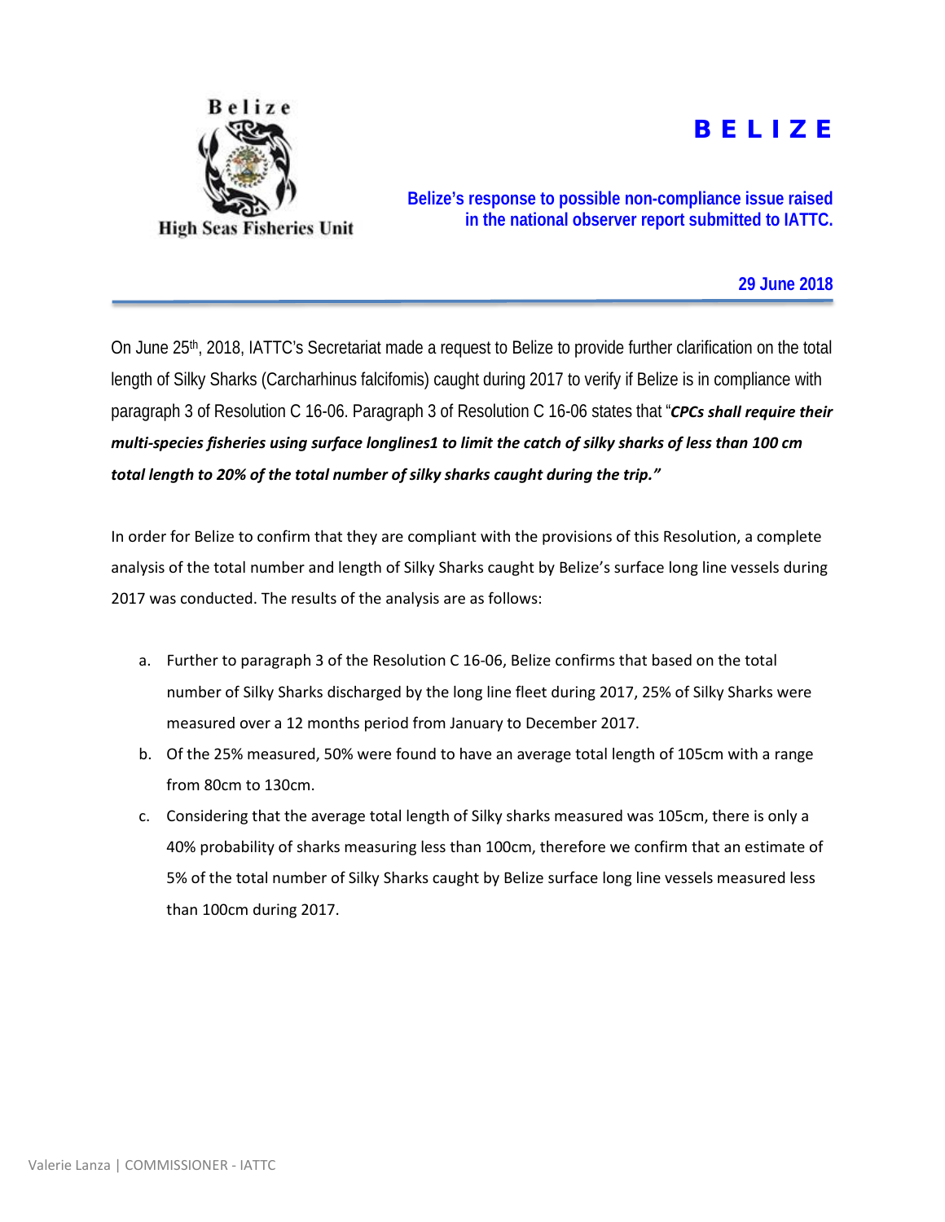Belize

High Seas Fisheries Unit

# B E L I Z E

**Belize's response to possible non-compliance issue raised in the national observer report submitted to IATTC.**

**29 June 2018**

---

On June 25th, 2018, IATTC's Secretariat made a request to Belize to provide further clarification on the total length of Silky Sharks (Carcharhinus falcifomis) caught during 2017 to verify if Belize is in compliance with paragraph 3 of Resolution C 16-06. Paragraph 3 of Resolution C 16-06 states that "***CPCs shall require their multi-species fisheries using surface longlines1 to limit the catch of silky sharks of less than 100 cm total length to 20% of the total number of silky sharks caught during the trip."***

In order for Belize to confirm that they are compliant with the provisions of this Resolution, a complete analysis of the total number and length of Silky Sharks caught by Belize's surface long line vessels during 2017 was conducted. The results of the analysis are as follows:

a. Further to paragraph 3 of the Resolution C 16-06, Belize confirms that based on the total number of Silky Sharks discharged by the long line fleet during 2017, 25% of Silky Sharks were measured over a 12 months period from January to December 2017.

b. Of the 25% measured, 50% were found to have an average total length of 105cm with a range from 80cm to 130cm.

c. Considering that the average total length of Silky sharks measured was 105cm, there is only a 40% probability of sharks measuring less than 100cm, therefore we confirm that an estimate of 5% of the total number of Silky Sharks caught by Belize surface long line vessels measured less than 100cm during 2017.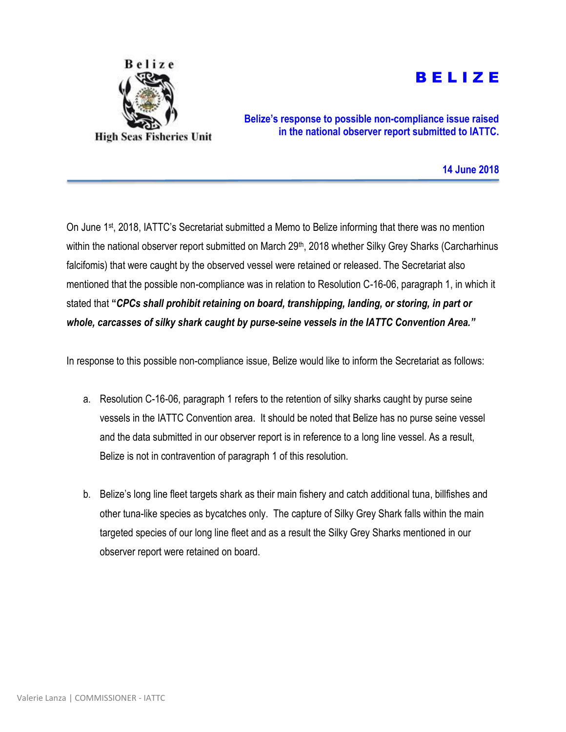Belize

High Seas Fisheries Unit

# BELIZE

**Belize's response to possible non-compliance issue raised in the national observer report submitted to IATTC.**

**14 June 2018**

---

On June 1st, 2018, IATTC's Secretariat submitted a Memo to Belize informing that there was no mention within the national observer report submitted on March 29th, 2018 whether Silky Grey Sharks (Carcharhinus falcifomis) that were caught by the observed vessel were retained or released. The Secretariat also mentioned that the possible non-compliance was in relation to Resolution C-16-06, paragraph 1, in which it stated that ***"CPCs shall prohibit retaining on board, transhipping, landing, or storing, in part or whole, carcasses of silky shark caught by purse-seine vessels in the IATTC Convention Area."***

In response to this possible non-compliance issue, Belize would like to inform the Secretariat as follows:

a. Resolution C-16-06, paragraph 1 refers to the retention of silky sharks caught by purse seine vessels in the IATTC Convention area. It should be noted that Belize has no purse seine vessel and the data submitted in our observer report is in reference to a long line vessel. As a result, Belize is not in contravention of paragraph 1 of this resolution.

b. Belize's long line fleet targets shark as their main fishery and catch additional tuna, billfishes and other tuna-like species as bycatches only. The capture of Silky Grey Shark falls within the main targeted species of our long line fleet and as a result the Silky Grey Sharks mentioned in our observer report were retained on board.

Valerie Lanza | COMMISSIONER - IATTC